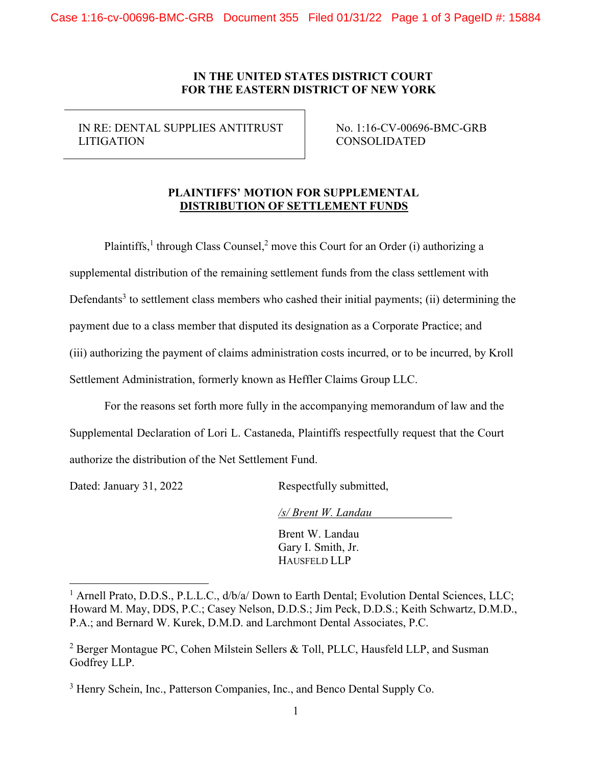**IN THE UNITED STATES DISTRICT COURT**
**FOR THE EASTERN DISTRICT OF NEW YORK**

| IN RE: DENTAL SUPPLIES ANTITRUST LITIGATION | No. 1:16-CV-00696-BMC-GRB CONSOLIDATED |
|---|---|

**PLAINTIFFS' MOTION FOR SUPPLEMENTAL DISTRIBUTION OF SETTLEMENT FUNDS**

Plaintiffs,[1] through Class Counsel,[2] move this Court for an Order (i) authorizing a supplemental distribution of the remaining settlement funds from the class settlement with Defendants[3] to settlement class members who cashed their initial payments; (ii) determining the payment due to a class member that disputed its designation as a Corporate Practice; and (iii) authorizing the payment of claims administration costs incurred, or to be incurred, by Kroll Settlement Administration, formerly known as Heffler Claims Group LLC.

For the reasons set forth more fully in the accompanying memorandum of law and the Supplemental Declaration of Lori L. Castaneda, Plaintiffs respectfully request that the Court authorize the distribution of the Net Settlement Fund.

Dated: January 31, 2022

Respectfully submitted,

*/s/ Brent W. Landau*

Brent W. Landau
Gary I. Smith, Jr.
HAUSFELD LLP

---

[1] Arnell Prato, D.D.S., P.L.L.C., d/b/a/ Down to Earth Dental; Evolution Dental Sciences, LLC; Howard M. May, DDS, P.C.; Casey Nelson, D.D.S.; Jim Peck, D.D.S.; Keith Schwartz, D.M.D., P.A.; and Bernard W. Kurek, D.M.D. and Larchmont Dental Associates, P.C.

[2] Berger Montague PC, Cohen Milstein Sellers & Toll, PLLC, Hausfeld LLP, and Susman Godfrey LLP.

[3] Henry Schein, Inc., Patterson Companies, Inc., and Benco Dental Supply Co.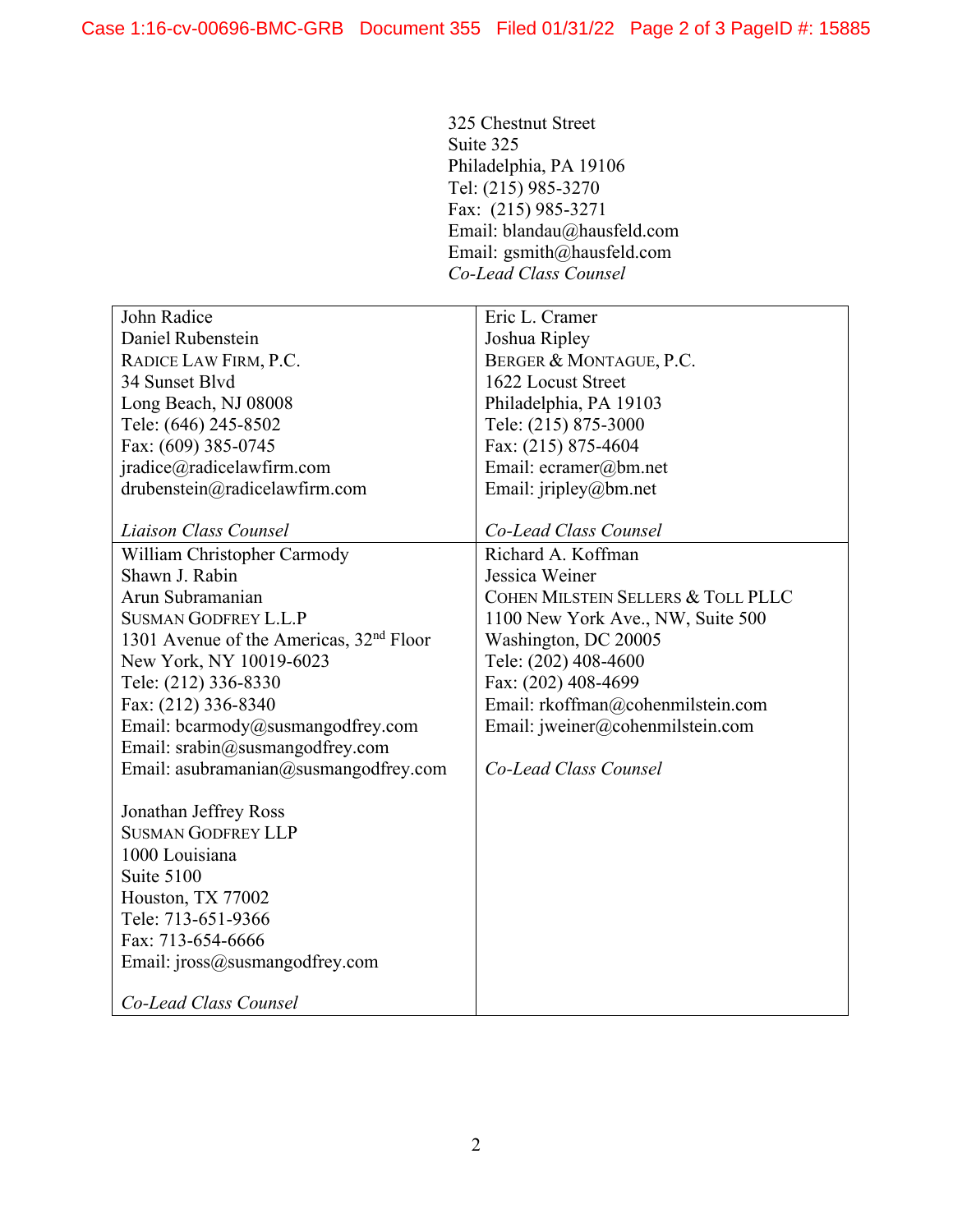325 Chestnut Street
Suite 325
Philadelphia, PA 19106
Tel: (215) 985-3270
Fax: (215) 985-3271
Email: blandau@hausfeld.com
Email: gsmith@hausfeld.com
*Co-Lead Class Counsel*

| | |
|---|---|
| John Radice<br>Daniel Rubenstein<br>RADICE LAW FIRM, P.C.<br>34 Sunset Blvd<br>Long Beach, NJ 08008<br>Tele: (646) 245-8502<br>Fax: (609) 385-0745<br>jradice@radicelawfirm.com<br>drubenstein@radicelawfirm.com<br><br>*Liaison Class Counsel* | Eric L. Cramer<br>Joshua Ripley<br>BERGER & MONTAGUE, P.C.<br>1622 Locust Street<br>Philadelphia, PA 19103<br>Tele: (215) 875-3000<br>Fax: (215) 875-4604<br>Email: ecramer@bm.net<br>Email: jripley@bm.net<br><br>*Co-Lead Class Counsel* |
| William Christopher Carmody<br>Shawn J. Rabin<br>Arun Subramanian<br>SUSMAN GODFREY L.L.P<br>1301 Avenue of the Americas, 32nd Floor<br>New York, NY 10019-6023<br>Tele: (212) 336-8330<br>Fax: (212) 336-8340<br>Email: bcarmody@susmangodfrey.com<br>Email: srabin@susmangodfrey.com<br>Email: asubramanian@susmangodfrey.com<br><br>Jonathan Jeffrey Ross<br>SUSMAN GODFREY LLP<br>1000 Louisiana<br>Suite 5100<br>Houston, TX 77002<br>Tele: 713-651-9366<br>Fax: 713-654-6666<br>Email: jross@susmangodfrey.com<br><br>*Co-Lead Class Counsel* | Richard A. Koffman<br>Jessica Weiner<br>COHEN MILSTEIN SELLERS & TOLL PLLC<br>1100 New York Ave., NW, Suite 500<br>Washington, DC 20005<br>Tele: (202) 408-4600<br>Fax: (202) 408-4699<br>Email: rkoffman@cohenmilstein.com<br>Email: jweiner@cohenmilstein.com<br><br>*Co-Lead Class Counsel* |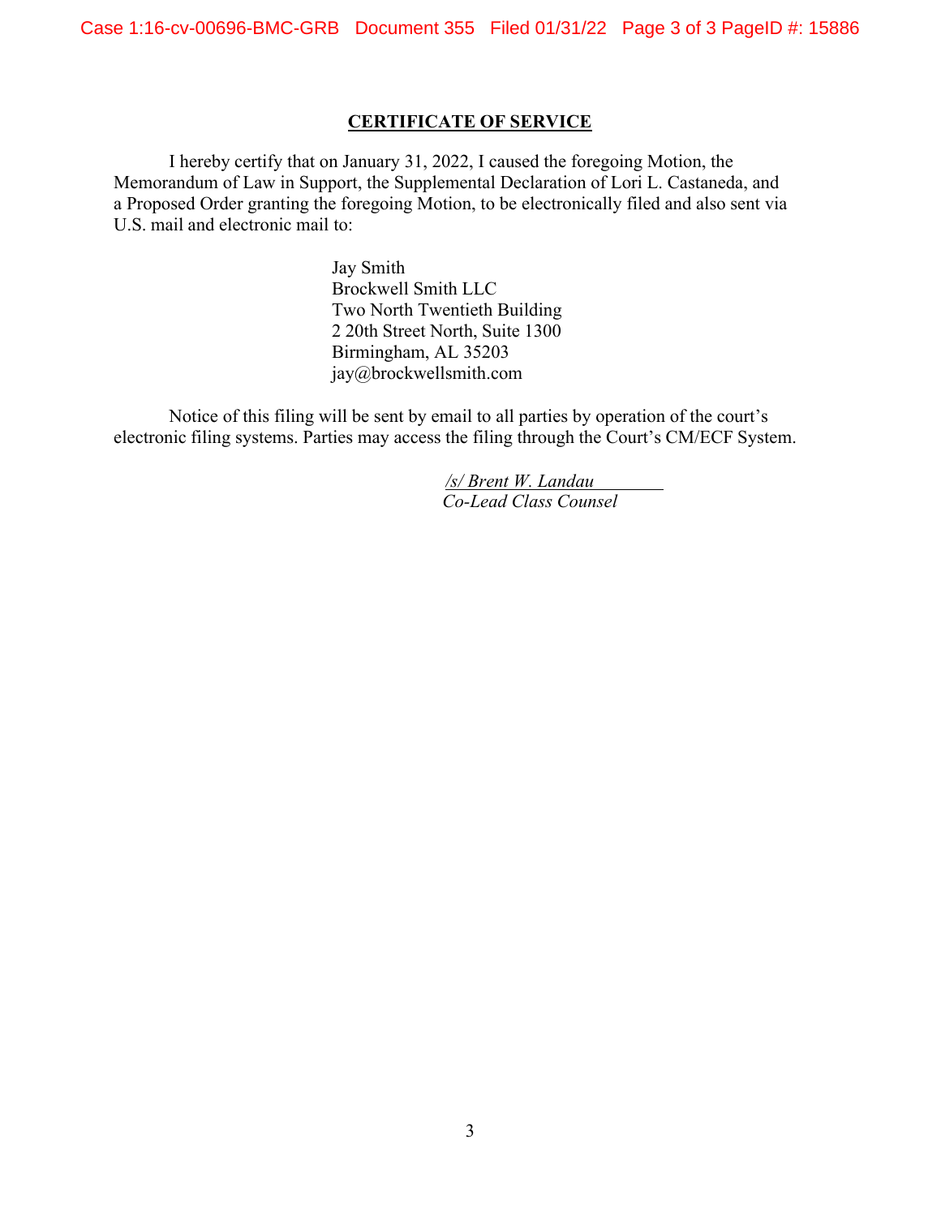## CERTIFICATE OF SERVICE

I hereby certify that on January 31, 2022, I caused the foregoing Motion, the Memorandum of Law in Support, the Supplemental Declaration of Lori L. Castaneda, and a Proposed Order granting the foregoing Motion, to be electronically filed and also sent via U.S. mail and electronic mail to:

Jay Smith
Brockwell Smith LLC
Two North Twentieth Building
2 20th Street North, Suite 1300
Birmingham, AL 35203
jay@brockwellsmith.com

Notice of this filing will be sent by email to all parties by operation of the court's electronic filing systems. Parties may access the filing through the Court's CM/ECF System.

*/s/ Brent W. Landau*
*Co-Lead Class Counsel*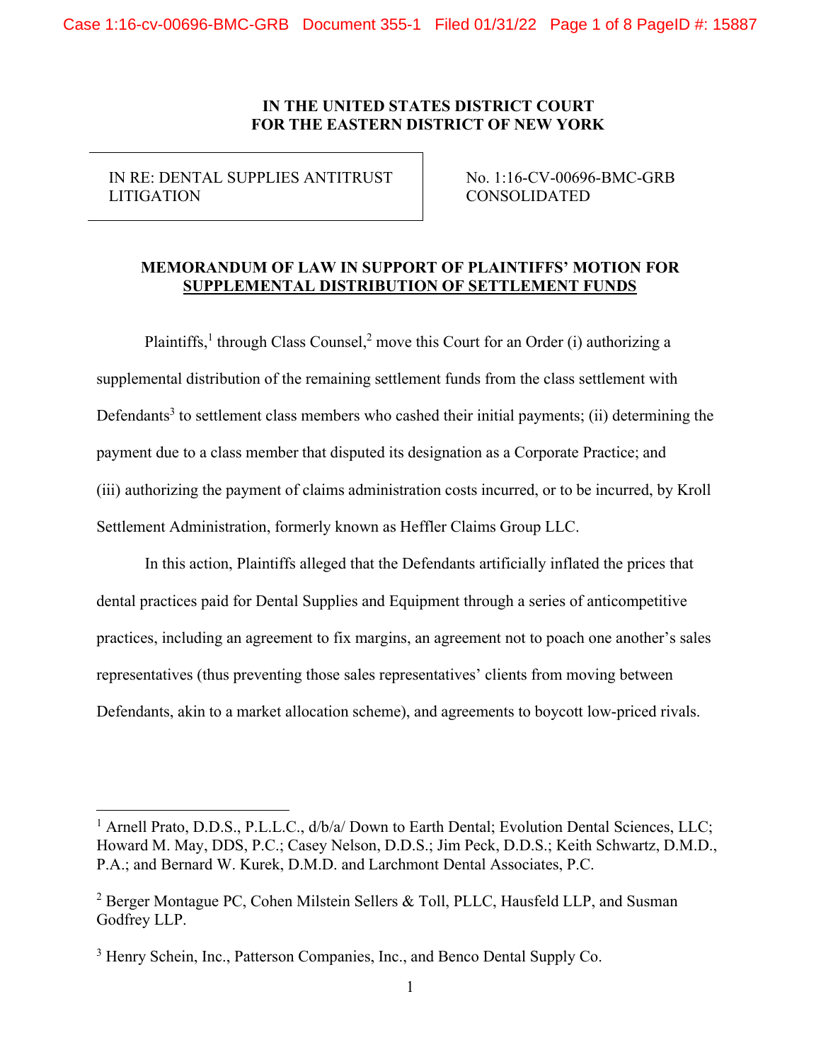# IN THE UNITED STATES DISTRICT COURT FOR THE EASTERN DISTRICT OF NEW YORK

| IN RE: DENTAL SUPPLIES ANTITRUST LITIGATION | No. 1:16-CV-00696-BMC-GRB CONSOLIDATED |
|---|---|

## MEMORANDUM OF LAW IN SUPPORT OF PLAINTIFFS' MOTION FOR SUPPLEMENTAL DISTRIBUTION OF SETTLEMENT FUNDS

Plaintiffs,[1] through Class Counsel,[2] move this Court for an Order (i) authorizing a supplemental distribution of the remaining settlement funds from the class settlement with Defendants[3] to settlement class members who cashed their initial payments; (ii) determining the payment due to a class member that disputed its designation as a Corporate Practice; and (iii) authorizing the payment of claims administration costs incurred, or to be incurred, by Kroll Settlement Administration, formerly known as Heffler Claims Group LLC.

In this action, Plaintiffs alleged that the Defendants artificially inflated the prices that dental practices paid for Dental Supplies and Equipment through a series of anticompetitive practices, including an agreement to fix margins, an agreement not to poach one another's sales representatives (thus preventing those sales representatives' clients from moving between Defendants, akin to a market allocation scheme), and agreements to boycott low-priced rivals.

---

[1] Arnell Prato, D.D.S., P.L.L.C., d/b/a/ Down to Earth Dental; Evolution Dental Sciences, LLC; Howard M. May, DDS, P.C.; Casey Nelson, D.D.S.; Jim Peck, D.D.S.; Keith Schwartz, D.M.D., P.A.; and Bernard W. Kurek, D.M.D. and Larchmont Dental Associates, P.C.

[2] Berger Montague PC, Cohen Milstein Sellers & Toll, PLLC, Hausfeld LLP, and Susman Godfrey LLP.

[3] Henry Schein, Inc., Patterson Companies, Inc., and Benco Dental Supply Co.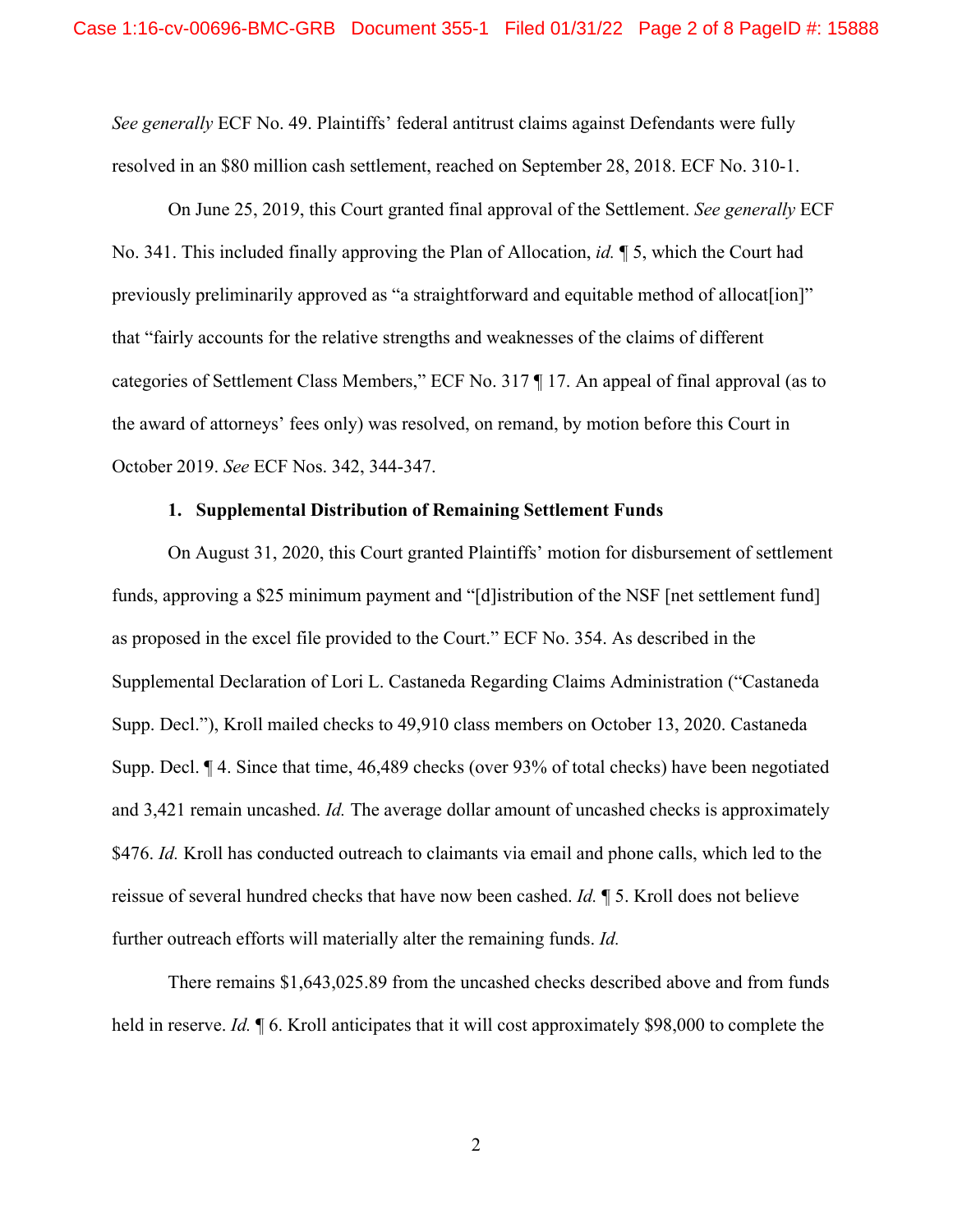*See generally* ECF No. 49. Plaintiffs' federal antitrust claims against Defendants were fully resolved in an $80 million cash settlement, reached on September 28, 2018. ECF No. 310-1.

On June 25, 2019, this Court granted final approval of the Settlement. *See generally* ECF No. 341. This included finally approving the Plan of Allocation, *id.* ¶ 5, which the Court had previously preliminarily approved as "a straightforward and equitable method of allocat[ion]" that "fairly accounts for the relative strengths and weaknesses of the claims of different categories of Settlement Class Members," ECF No. 317 ¶ 17. An appeal of final approval (as to the award of attorneys' fees only) was resolved, on remand, by motion before this Court in October 2019. *See* ECF Nos. 342, 344-347.

**1. Supplemental Distribution of Remaining Settlement Funds**

On August 31, 2020, this Court granted Plaintiffs' motion for disbursement of settlement funds, approving a $25 minimum payment and "[d]istribution of the NSF [net settlement fund] as proposed in the excel file provided to the Court." ECF No. 354. As described in the Supplemental Declaration of Lori L. Castaneda Regarding Claims Administration ("Castaneda Supp. Decl."), Kroll mailed checks to 49,910 class members on October 13, 2020. Castaneda Supp. Decl. ¶ 4. Since that time, 46,489 checks (over 93% of total checks) have been negotiated and 3,421 remain uncashed. *Id.* The average dollar amount of uncashed checks is approximately $476. *Id.* Kroll has conducted outreach to claimants via email and phone calls, which led to the reissue of several hundred checks that have now been cashed. *Id.* ¶ 5. Kroll does not believe further outreach efforts will materially alter the remaining funds. *Id.*

There remains $1,643,025.89 from the uncashed checks described above and from funds held in reserve. *Id.* ¶ 6. Kroll anticipates that it will cost approximately $98,000 to complete the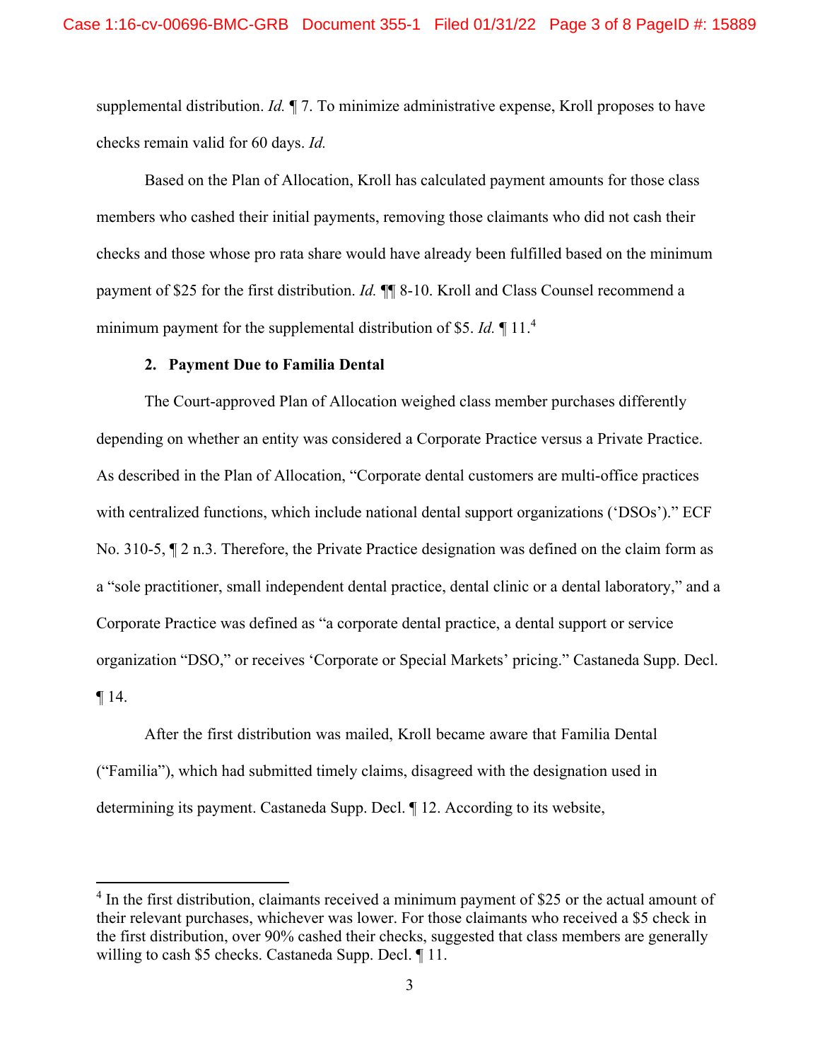supplemental distribution. *Id.* ¶ 7. To minimize administrative expense, Kroll proposes to have checks remain valid for 60 days. *Id.*

Based on the Plan of Allocation, Kroll has calculated payment amounts for those class members who cashed their initial payments, removing those claimants who did not cash their checks and those whose pro rata share would have already been fulfilled based on the minimum payment of $25 for the first distribution. *Id.* ¶¶ 8-10. Kroll and Class Counsel recommend a minimum payment for the supplemental distribution of $5. *Id.* ¶ 11.[4]

### 2. Payment Due to Familia Dental

The Court-approved Plan of Allocation weighed class member purchases differently depending on whether an entity was considered a Corporate Practice versus a Private Practice. As described in the Plan of Allocation, "Corporate dental customers are multi-office practices with centralized functions, which include national dental support organizations ('DSOs')." ECF No. 310-5, ¶ 2 n.3. Therefore, the Private Practice designation was defined on the claim form as a "sole practitioner, small independent dental practice, dental clinic or a dental laboratory," and a Corporate Practice was defined as "a corporate dental practice, a dental support or service organization "DSO," or receives 'Corporate or Special Markets' pricing." Castaneda Supp. Decl. ¶ 14.

After the first distribution was mailed, Kroll became aware that Familia Dental ("Familia"), which had submitted timely claims, disagreed with the designation used in determining its payment. Castaneda Supp. Decl. ¶ 12. According to its website,

---

[4] In the first distribution, claimants received a minimum payment of $25 or the actual amount of their relevant purchases, whichever was lower. For those claimants who received a $5 check in the first distribution, over 90% cashed their checks, suggested that class members are generally willing to cash $5 checks. Castaneda Supp. Decl. ¶ 11.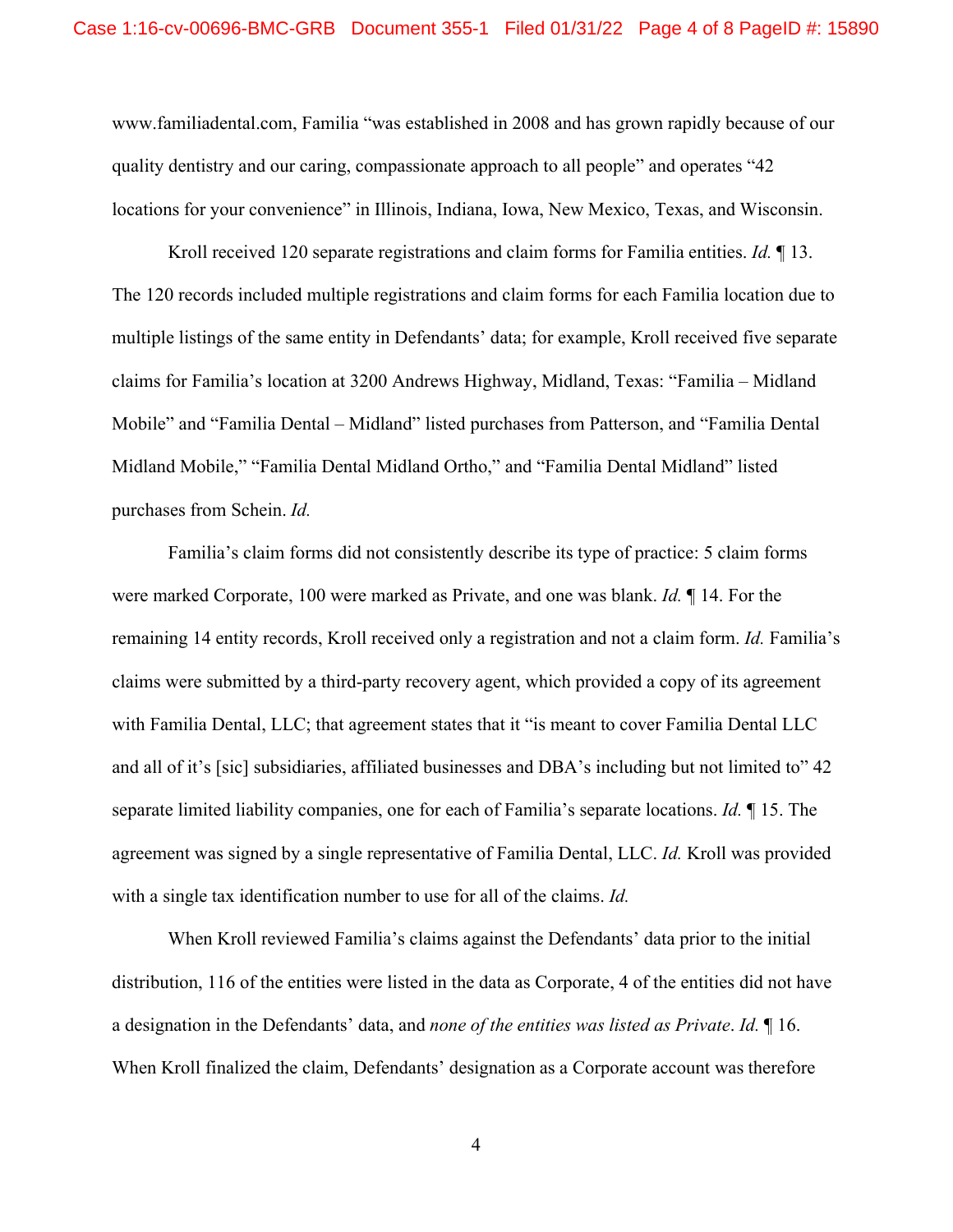www.familiadental.com, Familia "was established in 2008 and has grown rapidly because of our quality dentistry and our caring, compassionate approach to all people" and operates "42 locations for your convenience" in Illinois, Indiana, Iowa, New Mexico, Texas, and Wisconsin.

Kroll received 120 separate registrations and claim forms for Familia entities. *Id.* ¶ 13. The 120 records included multiple registrations and claim forms for each Familia location due to multiple listings of the same entity in Defendants' data; for example, Kroll received five separate claims for Familia's location at 3200 Andrews Highway, Midland, Texas: "Familia – Midland Mobile" and "Familia Dental – Midland" listed purchases from Patterson, and "Familia Dental Midland Mobile," "Familia Dental Midland Ortho," and "Familia Dental Midland" listed purchases from Schein. *Id.*

Familia's claim forms did not consistently describe its type of practice: 5 claim forms were marked Corporate, 100 were marked as Private, and one was blank. *Id.* ¶ 14. For the remaining 14 entity records, Kroll received only a registration and not a claim form. *Id.* Familia's claims were submitted by a third-party recovery agent, which provided a copy of its agreement with Familia Dental, LLC; that agreement states that it "is meant to cover Familia Dental LLC and all of it's [sic] subsidiaries, affiliated businesses and DBA's including but not limited to" 42 separate limited liability companies, one for each of Familia's separate locations. *Id.* ¶ 15. The agreement was signed by a single representative of Familia Dental, LLC. *Id.* Kroll was provided with a single tax identification number to use for all of the claims. *Id.*

When Kroll reviewed Familia's claims against the Defendants' data prior to the initial distribution, 116 of the entities were listed in the data as Corporate, 4 of the entities did not have a designation in the Defendants' data, and *none of the entities was listed as Private*. *Id.* ¶ 16. When Kroll finalized the claim, Defendants' designation as a Corporate account was therefore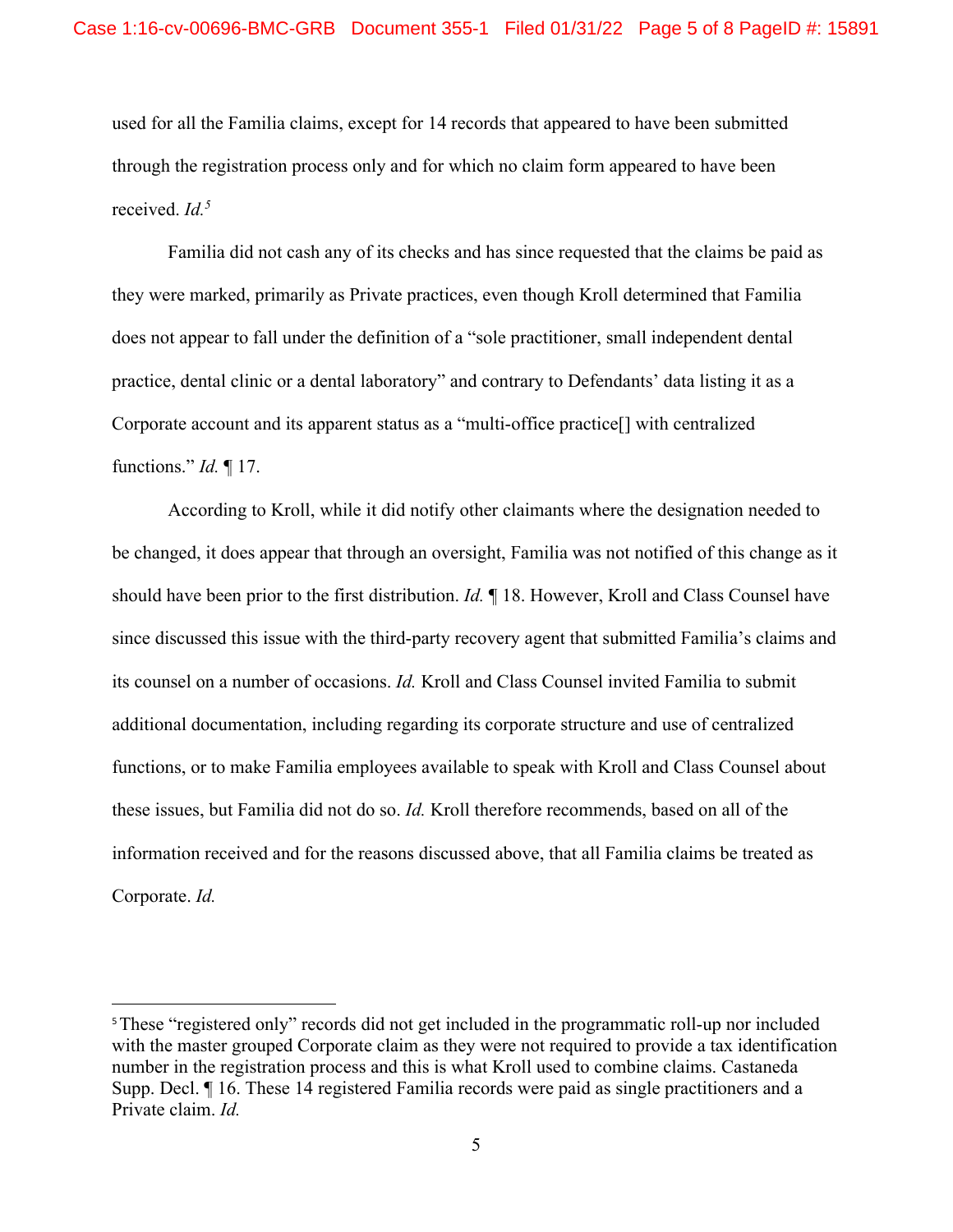used for all the Familia claims, except for 14 records that appeared to have been submitted through the registration process only and for which no claim form appeared to have been received. *Id.*[5]

Familia did not cash any of its checks and has since requested that the claims be paid as they were marked, primarily as Private practices, even though Kroll determined that Familia does not appear to fall under the definition of a "sole practitioner, small independent dental practice, dental clinic or a dental laboratory" and contrary to Defendants' data listing it as a Corporate account and its apparent status as a "multi-office practice[] with centralized functions." *Id.* ¶ 17.

According to Kroll, while it did notify other claimants where the designation needed to be changed, it does appear that through an oversight, Familia was not notified of this change as it should have been prior to the first distribution. *Id.* ¶ 18. However, Kroll and Class Counsel have since discussed this issue with the third-party recovery agent that submitted Familia's claims and its counsel on a number of occasions. *Id.* Kroll and Class Counsel invited Familia to submit additional documentation, including regarding its corporate structure and use of centralized functions, or to make Familia employees available to speak with Kroll and Class Counsel about these issues, but Familia did not do so. *Id.* Kroll therefore recommends, based on all of the information received and for the reasons discussed above, that all Familia claims be treated as Corporate. *Id.*

---

[5] These "registered only" records did not get included in the programmatic roll-up nor included with the master grouped Corporate claim as they were not required to provide a tax identification number in the registration process and this is what Kroll used to combine claims. Castaneda Supp. Decl. ¶ 16. These 14 registered Familia records were paid as single practitioners and a Private claim. *Id.*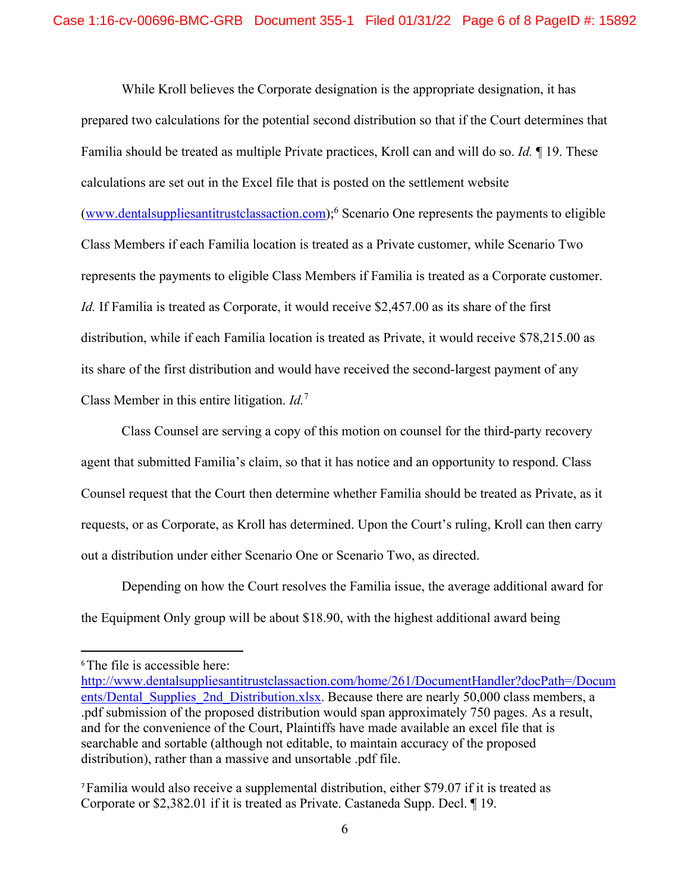While Kroll believes the Corporate designation is the appropriate designation, it has prepared two calculations for the potential second distribution so that if the Court determines that Familia should be treated as multiple Private practices, Kroll can and will do so. *Id.* ¶ 19. These calculations are set out in the Excel file that is posted on the settlement website ([www.dentalsuppliesantitrustclassaction.com](www.dentalsuppliesantitrustclassaction.com));[6] Scenario One represents the payments to eligible Class Members if each Familia location is treated as a Private customer, while Scenario Two represents the payments to eligible Class Members if Familia is treated as a Corporate customer. *Id.* If Familia is treated as Corporate, it would receive $2,457.00 as its share of the first distribution, while if each Familia location is treated as Private, it would receive $78,215.00 as its share of the first distribution and would have received the second-largest payment of any Class Member in this entire litigation. *Id.*[7]

Class Counsel are serving a copy of this motion on counsel for the third-party recovery agent that submitted Familia's claim, so that it has notice and an opportunity to respond. Class Counsel request that the Court then determine whether Familia should be treated as Private, as it requests, or as Corporate, as Kroll has determined. Upon the Court's ruling, Kroll can then carry out a distribution under either Scenario One or Scenario Two, as directed.

Depending on how the Court resolves the Familia issue, the average additional award for the Equipment Only group will be about $18.90, with the highest additional award being

---

[6] The file is accessible here: [http://www.dentalsuppliesantitrustclassaction.com/home/261/DocumentHandler?docPath=/Documents/Dental_Supplies_2nd_Distribution.xlsx](http://www.dentalsuppliesantitrustclassaction.com/home/261/DocumentHandler?docPath=/Documents/Dental_Supplies_2nd_Distribution.xlsx). Because there are nearly 50,000 class members, a .pdf submission of the proposed distribution would span approximately 750 pages. As a result, and for the convenience of the Court, Plaintiffs have made available an excel file that is searchable and sortable (although not editable, to maintain accuracy of the proposed distribution), rather than a massive and unsortable .pdf file.

[7] Familia would also receive a supplemental distribution, either $79.07 if it is treated as Corporate or $2,382.01 if it is treated as Private. Castaneda Supp. Decl. ¶ 19.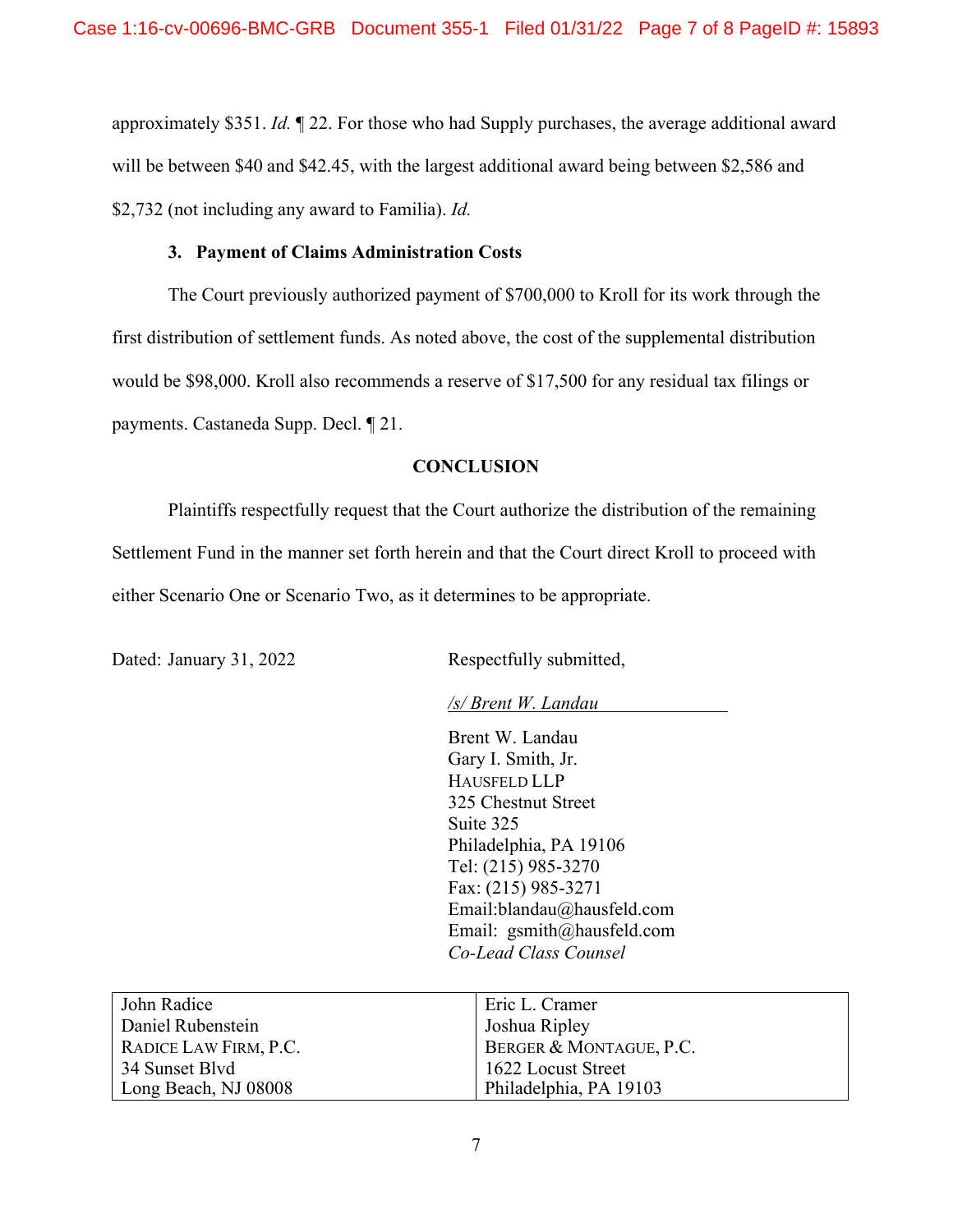approximately $351. *Id.* ¶ 22. For those who had Supply purchases, the average additional award will be between $40 and $42.45, with the largest additional award being between $2,586 and $2,732 (not including any award to Familia). *Id.*

### 3. Payment of Claims Administration Costs

The Court previously authorized payment of $700,000 to Kroll for its work through the first distribution of settlement funds. As noted above, the cost of the supplemental distribution would be $98,000. Kroll also recommends a reserve of $17,500 for any residual tax filings or payments. Castaneda Supp. Decl. ¶ 21.

## CONCLUSION

Plaintiffs respectfully request that the Court authorize the distribution of the remaining Settlement Fund in the manner set forth herein and that the Court direct Kroll to proceed with either Scenario One or Scenario Two, as it determines to be appropriate.

Dated: January 31, 2022

Respectfully submitted,

*/s/ Brent W. Landau*

Brent W. Landau
Gary I. Smith, Jr.
HAUSFELD LLP
325 Chestnut Street
Suite 325
Philadelphia, PA 19106
Tel: (215) 985-3270
Fax: (215) 985-3271
Email:blandau@hausfeld.com
Email: gsmith@hausfeld.com
*Co-Lead Class Counsel*

| John Radice<br>Daniel Rubenstein<br>RADICE LAW FIRM, P.C.<br>34 Sunset Blvd<br>Long Beach, NJ 08008 | Eric L. Cramer<br>Joshua Ripley<br>BERGER & MONTAGUE, P.C.<br>1622 Locust Street<br>Philadelphia, PA 19103 |
|---|---|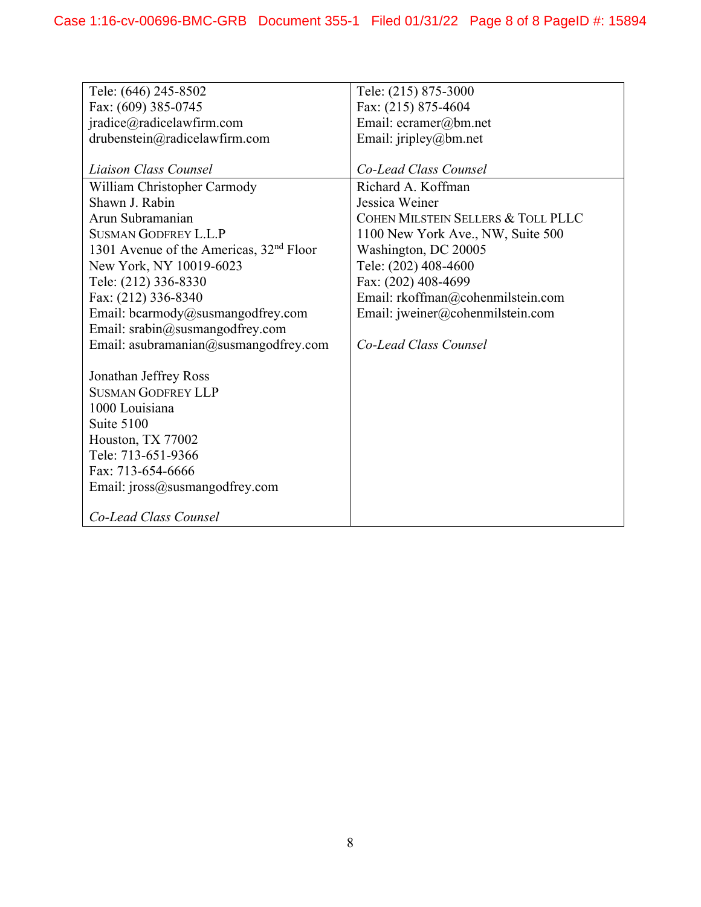| | |
|---|---|
| Tele: (646) 245-8502<br>Fax: (609) 385-0745<br>jradice@radicelawfirm.com<br>drubenstein@radicelawfirm.com<br><br>*Liaison Class Counsel* | Tele: (215) 875-3000<br>Fax: (215) 875-4604<br>Email: ecramer@bm.net<br>Email: jripley@bm.net<br><br>*Co-Lead Class Counsel* |
| William Christopher Carmody<br>Shawn J. Rabin<br>Arun Subramanian<br>SUSMAN GODFREY L.L.P<br>1301 Avenue of the Americas, 32nd Floor<br>New York, NY 10019-6023<br>Tele: (212) 336-8330<br>Fax: (212) 336-8340<br>Email: bcarmody@susmangodfrey.com<br>Email: srabin@susmangodfrey.com<br>Email: asubramanian@susmangodfrey.com<br><br>Jonathan Jeffrey Ross<br>SUSMAN GODFREY LLP<br>1000 Louisiana<br>Suite 5100<br>Houston, TX 77002<br>Tele: 713-651-9366<br>Fax: 713-654-6666<br>Email: jross@susmangodfrey.com<br><br>*Co-Lead Class Counsel* | Richard A. Koffman<br>Jessica Weiner<br>COHEN MILSTEIN SELLERS & TOLL PLLC<br>1100 New York Ave., NW, Suite 500<br>Washington, DC 20005<br>Tele: (202) 408-4600<br>Fax: (202) 408-4699<br>Email: rkoffman@cohenmilstein.com<br>Email: jweiner@cohenmilstein.com<br><br>*Co-Lead Class Counsel* |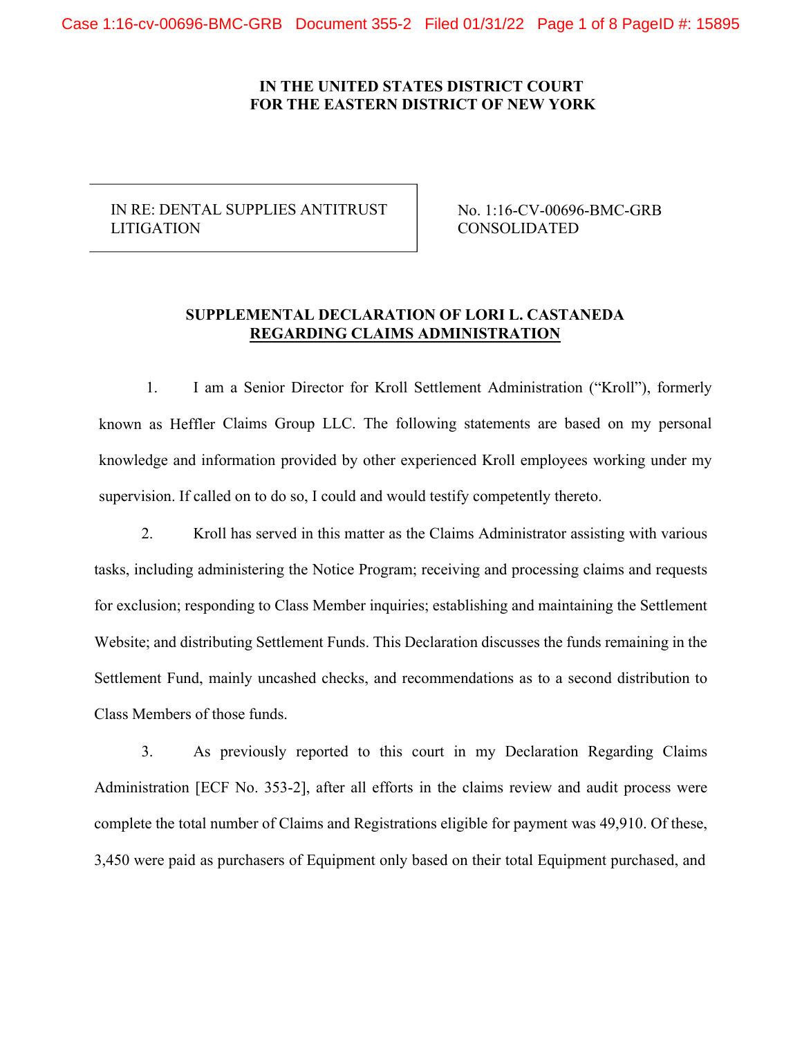**IN THE UNITED STATES DISTRICT COURT**
**FOR THE EASTERN DISTRICT OF NEW YORK**

| IN RE: DENTAL SUPPLIES ANTITRUST LITIGATION | No. 1:16-CV-00696-BMC-GRB CONSOLIDATED |
|---|---|

**SUPPLEMENTAL DECLARATION OF LORI L. CASTANEDA REGARDING CLAIMS ADMINISTRATION**

1. I am a Senior Director for Kroll Settlement Administration ("Kroll"), formerly known as Heffler Claims Group LLC. The following statements are based on my personal knowledge and information provided by other experienced Kroll employees working under my supervision. If called on to do so, I could and would testify competently thereto.

2. Kroll has served in this matter as the Claims Administrator assisting with various tasks, including administering the Notice Program; receiving and processing claims and requests for exclusion; responding to Class Member inquiries; establishing and maintaining the Settlement Website; and distributing Settlement Funds. This Declaration discusses the funds remaining in the Settlement Fund, mainly uncashed checks, and recommendations as to a second distribution to Class Members of those funds.

3. As previously reported to this court in my Declaration Regarding Claims Administration [ECF No. 353-2], after all efforts in the claims review and audit process were complete the total number of Claims and Registrations eligible for payment was 49,910. Of these, 3,450 were paid as purchasers of Equipment only based on their total Equipment purchased, and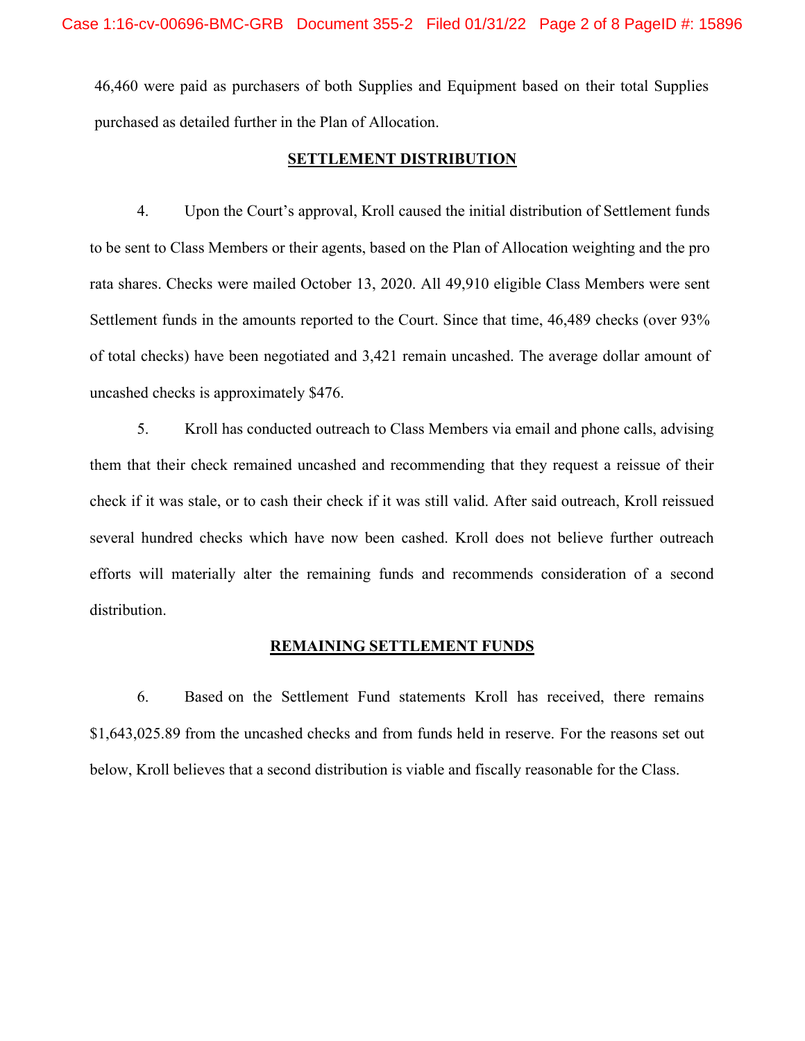46,460 were paid as purchasers of both Supplies and Equipment based on their total Supplies purchased as detailed further in the Plan of Allocation.

## SETTLEMENT DISTRIBUTION

4. Upon the Court's approval, Kroll caused the initial distribution of Settlement funds to be sent to Class Members or their agents, based on the Plan of Allocation weighting and the pro rata shares. Checks were mailed October 13, 2020. All 49,910 eligible Class Members were sent Settlement funds in the amounts reported to the Court. Since that time, 46,489 checks (over 93% of total checks) have been negotiated and 3,421 remain uncashed. The average dollar amount of uncashed checks is approximately $476.

5. Kroll has conducted outreach to Class Members via email and phone calls, advising them that their check remained uncashed and recommending that they request a reissue of their check if it was stale, or to cash their check if it was still valid. After said outreach, Kroll reissued several hundred checks which have now been cashed. Kroll does not believe further outreach efforts will materially alter the remaining funds and recommends consideration of a second distribution.

## REMAINING SETTLEMENT FUNDS

6. Based on the Settlement Fund statements Kroll has received, there remains $1,643,025.89 from the uncashed checks and from funds held in reserve. For the reasons set out below, Kroll believes that a second distribution is viable and fiscally reasonable for the Class.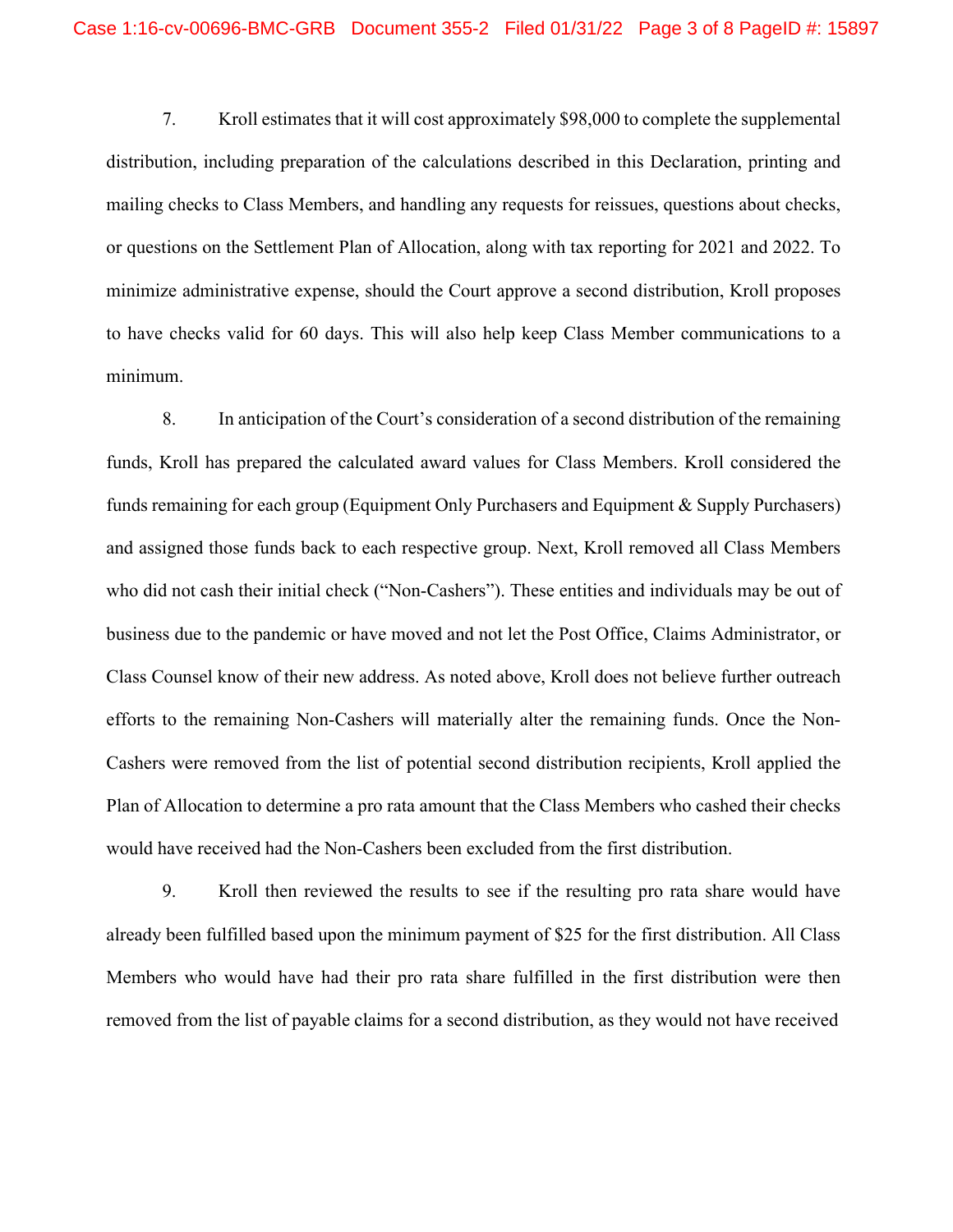7. Kroll estimates that it will cost approximately $98,000 to complete the supplemental distribution, including preparation of the calculations described in this Declaration, printing and mailing checks to Class Members, and handling any requests for reissues, questions about checks, or questions on the Settlement Plan of Allocation, along with tax reporting for 2021 and 2022. To minimize administrative expense, should the Court approve a second distribution, Kroll proposes to have checks valid for 60 days. This will also help keep Class Member communications to a minimum.

8. In anticipation of the Court's consideration of a second distribution of the remaining funds, Kroll has prepared the calculated award values for Class Members. Kroll considered the funds remaining for each group (Equipment Only Purchasers and Equipment & Supply Purchasers) and assigned those funds back to each respective group. Next, Kroll removed all Class Members who did not cash their initial check ("Non-Cashers"). These entities and individuals may be out of business due to the pandemic or have moved and not let the Post Office, Claims Administrator, or Class Counsel know of their new address. As noted above, Kroll does not believe further outreach efforts to the remaining Non-Cashers will materially alter the remaining funds. Once the Non-Cashers were removed from the list of potential second distribution recipients, Kroll applied the Plan of Allocation to determine a pro rata amount that the Class Members who cashed their checks would have received had the Non-Cashers been excluded from the first distribution.

9. Kroll then reviewed the results to see if the resulting pro rata share would have already been fulfilled based upon the minimum payment of $25 for the first distribution. All Class Members who would have had their pro rata share fulfilled in the first distribution were then removed from the list of payable claims for a second distribution, as they would not have received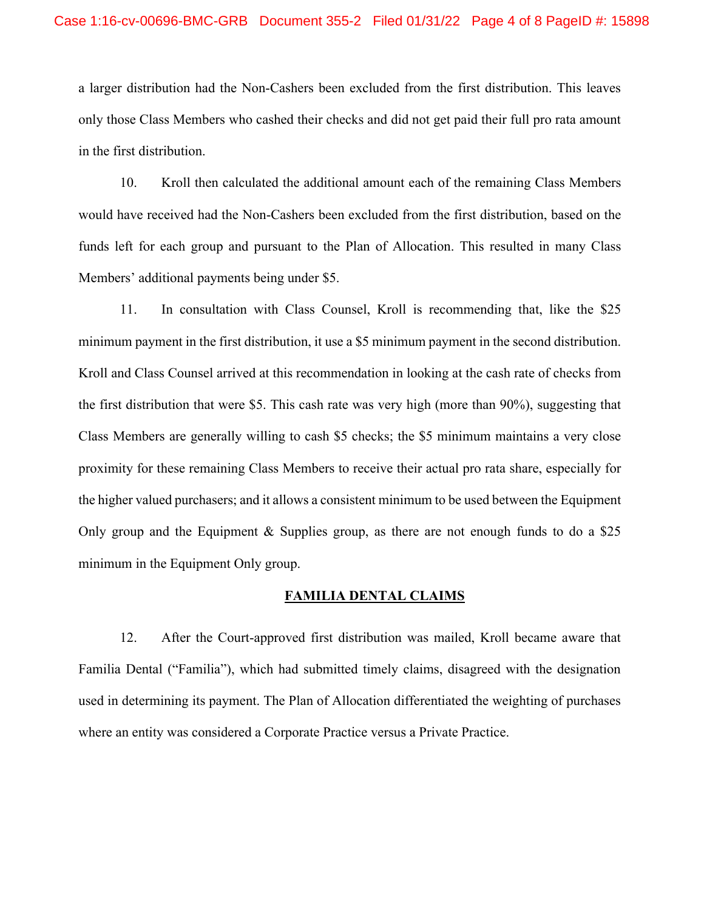a larger distribution had the Non-Cashers been excluded from the first distribution. This leaves only those Class Members who cashed their checks and did not get paid their full pro rata amount in the first distribution.

10. Kroll then calculated the additional amount each of the remaining Class Members would have received had the Non-Cashers been excluded from the first distribution, based on the funds left for each group and pursuant to the Plan of Allocation. This resulted in many Class Members' additional payments being under $5.

11. In consultation with Class Counsel, Kroll is recommending that, like the $25 minimum payment in the first distribution, it use a $5 minimum payment in the second distribution. Kroll and Class Counsel arrived at this recommendation in looking at the cash rate of checks from the first distribution that were $5. This cash rate was very high (more than 90%), suggesting that Class Members are generally willing to cash $5 checks; the $5 minimum maintains a very close proximity for these remaining Class Members to receive their actual pro rata share, especially for the higher valued purchasers; and it allows a consistent minimum to be used between the Equipment Only group and the Equipment & Supplies group, as there are not enough funds to do a $25 minimum in the Equipment Only group.

## FAMILIA DENTAL CLAIMS

12. After the Court-approved first distribution was mailed, Kroll became aware that Familia Dental ("Familia"), which had submitted timely claims, disagreed with the designation used in determining its payment. The Plan of Allocation differentiated the weighting of purchases where an entity was considered a Corporate Practice versus a Private Practice.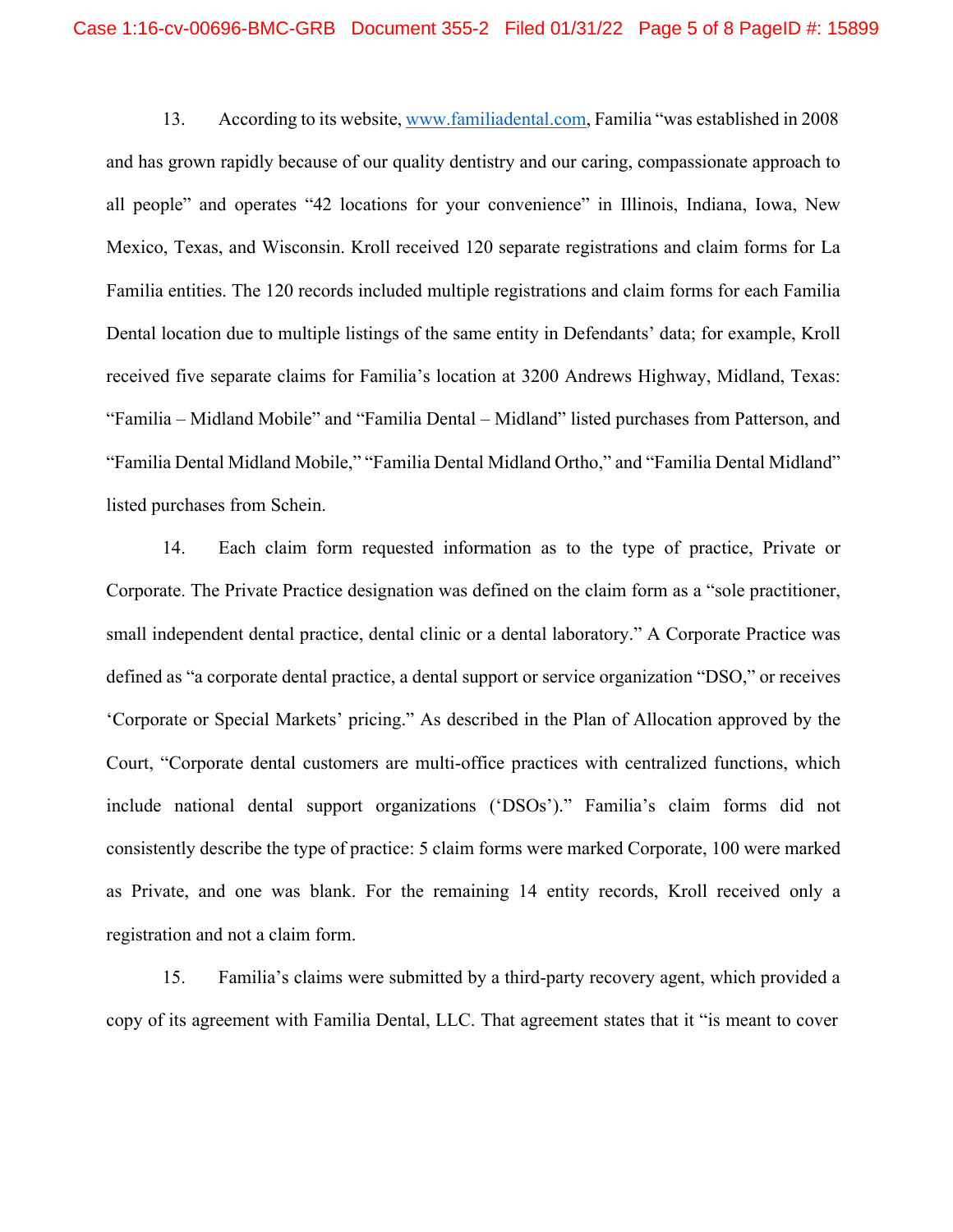13. According to its website, www.familiadental.com, Familia "was established in 2008 and has grown rapidly because of our quality dentistry and our caring, compassionate approach to all people" and operates "42 locations for your convenience" in Illinois, Indiana, Iowa, New Mexico, Texas, and Wisconsin. Kroll received 120 separate registrations and claim forms for La Familia entities. The 120 records included multiple registrations and claim forms for each Familia Dental location due to multiple listings of the same entity in Defendants' data; for example, Kroll received five separate claims for Familia's location at 3200 Andrews Highway, Midland, Texas: "Familia – Midland Mobile" and "Familia Dental – Midland" listed purchases from Patterson, and "Familia Dental Midland Mobile," "Familia Dental Midland Ortho," and "Familia Dental Midland" listed purchases from Schein.

14. Each claim form requested information as to the type of practice, Private or Corporate. The Private Practice designation was defined on the claim form as a "sole practitioner, small independent dental practice, dental clinic or a dental laboratory." A Corporate Practice was defined as "a corporate dental practice, a dental support or service organization "DSO," or receives 'Corporate or Special Markets' pricing." As described in the Plan of Allocation approved by the Court, "Corporate dental customers are multi-office practices with centralized functions, which include national dental support organizations ('DSOs')." Familia's claim forms did not consistently describe the type of practice: 5 claim forms were marked Corporate, 100 were marked as Private, and one was blank. For the remaining 14 entity records, Kroll received only a registration and not a claim form.

15. Familia's claims were submitted by a third-party recovery agent, which provided a copy of its agreement with Familia Dental, LLC. That agreement states that it "is meant to cover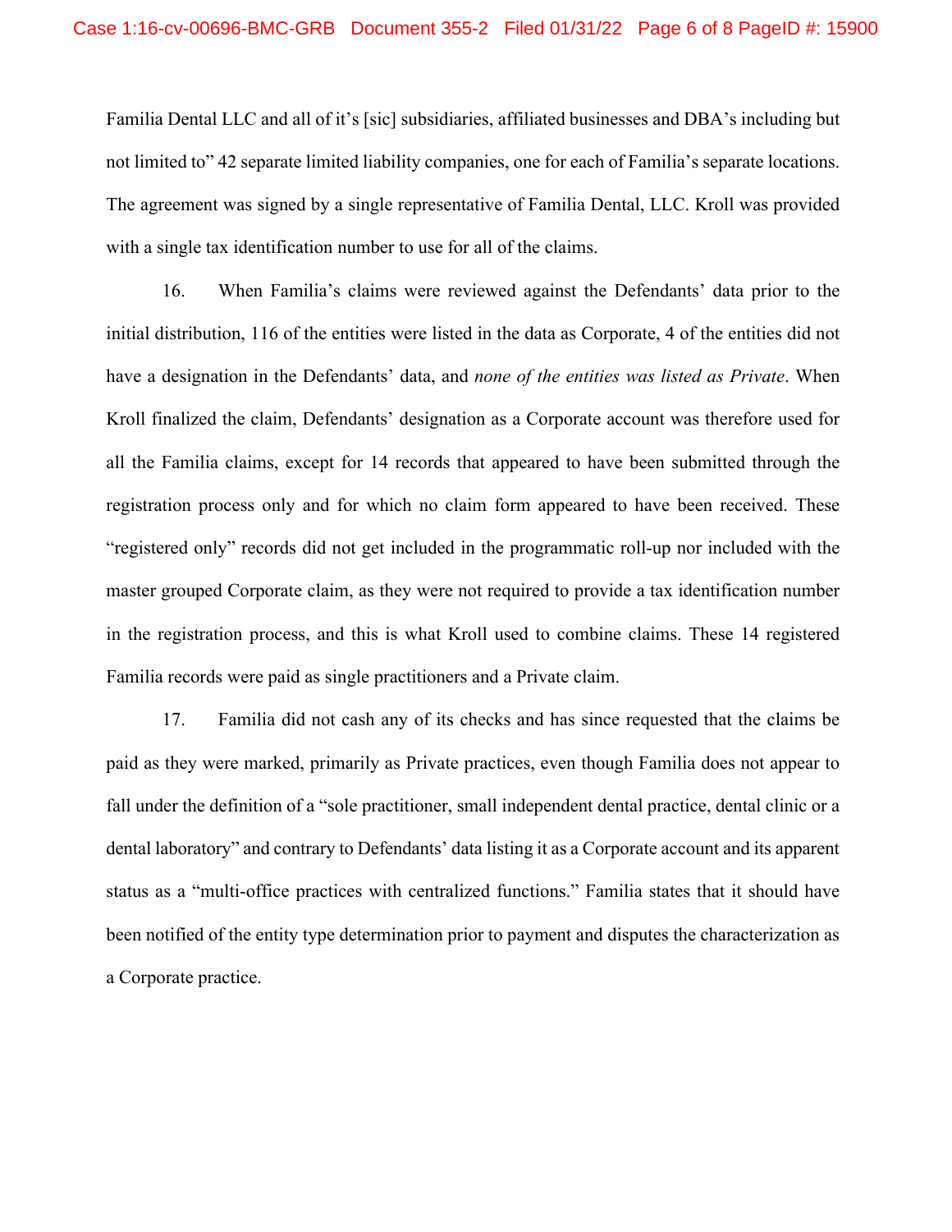Familia Dental LLC and all of it's [sic] subsidiaries, affiliated businesses and DBA's including but not limited to" 42 separate limited liability companies, one for each of Familia's separate locations. The agreement was signed by a single representative of Familia Dental, LLC. Kroll was provided with a single tax identification number to use for all of the claims.

16. When Familia's claims were reviewed against the Defendants' data prior to the initial distribution, 116 of the entities were listed in the data as Corporate, 4 of the entities did not have a designation in the Defendants' data, and *none of the entities was listed as Private*. When Kroll finalized the claim, Defendants' designation as a Corporate account was therefore used for all the Familia claims, except for 14 records that appeared to have been submitted through the registration process only and for which no claim form appeared to have been received. These "registered only" records did not get included in the programmatic roll-up nor included with the master grouped Corporate claim, as they were not required to provide a tax identification number in the registration process, and this is what Kroll used to combine claims. These 14 registered Familia records were paid as single practitioners and a Private claim.

17. Familia did not cash any of its checks and has since requested that the claims be paid as they were marked, primarily as Private practices, even though Familia does not appear to fall under the definition of a "sole practitioner, small independent dental practice, dental clinic or a dental laboratory" and contrary to Defendants' data listing it as a Corporate account and its apparent status as a "multi-office practices with centralized functions." Familia states that it should have been notified of the entity type determination prior to payment and disputes the characterization as a Corporate practice.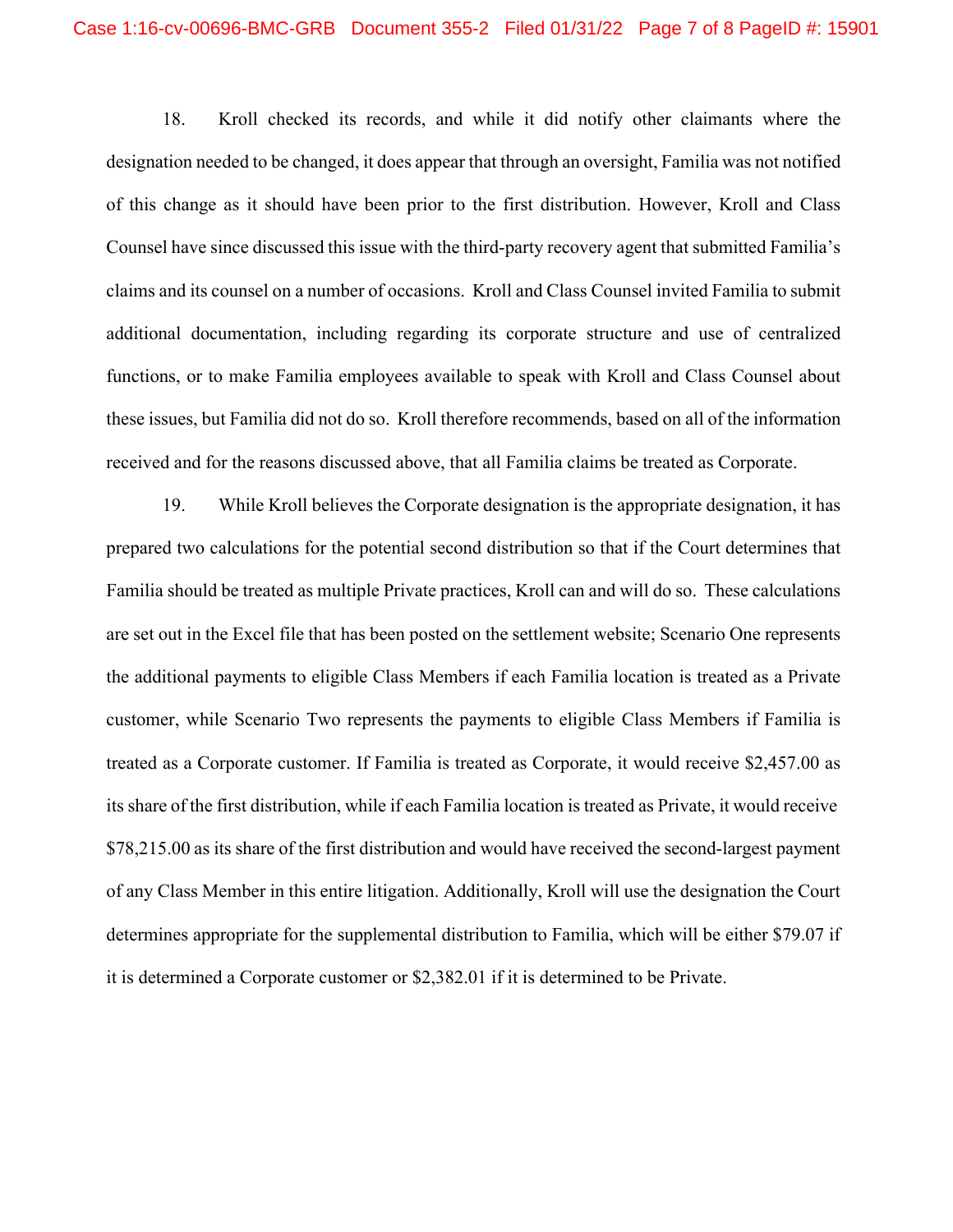18. Kroll checked its records, and while it did notify other claimants where the designation needed to be changed, it does appear that through an oversight, Familia was not notified of this change as it should have been prior to the first distribution. However, Kroll and Class Counsel have since discussed this issue with the third-party recovery agent that submitted Familia's claims and its counsel on a number of occasions. Kroll and Class Counsel invited Familia to submit additional documentation, including regarding its corporate structure and use of centralized functions, or to make Familia employees available to speak with Kroll and Class Counsel about these issues, but Familia did not do so. Kroll therefore recommends, based on all of the information received and for the reasons discussed above, that all Familia claims be treated as Corporate.

19. While Kroll believes the Corporate designation is the appropriate designation, it has prepared two calculations for the potential second distribution so that if the Court determines that Familia should be treated as multiple Private practices, Kroll can and will do so. These calculations are set out in the Excel file that has been posted on the settlement website; Scenario One represents the additional payments to eligible Class Members if each Familia location is treated as a Private customer, while Scenario Two represents the payments to eligible Class Members if Familia is treated as a Corporate customer. If Familia is treated as Corporate, it would receive $2,457.00 as its share of the first distribution, while if each Familia location is treated as Private, it would receive $78,215.00 as its share of the first distribution and would have received the second-largest payment of any Class Member in this entire litigation. Additionally, Kroll will use the designation the Court determines appropriate for the supplemental distribution to Familia, which will be either $79.07 if it is determined a Corporate customer or $2,382.01 if it is determined to be Private.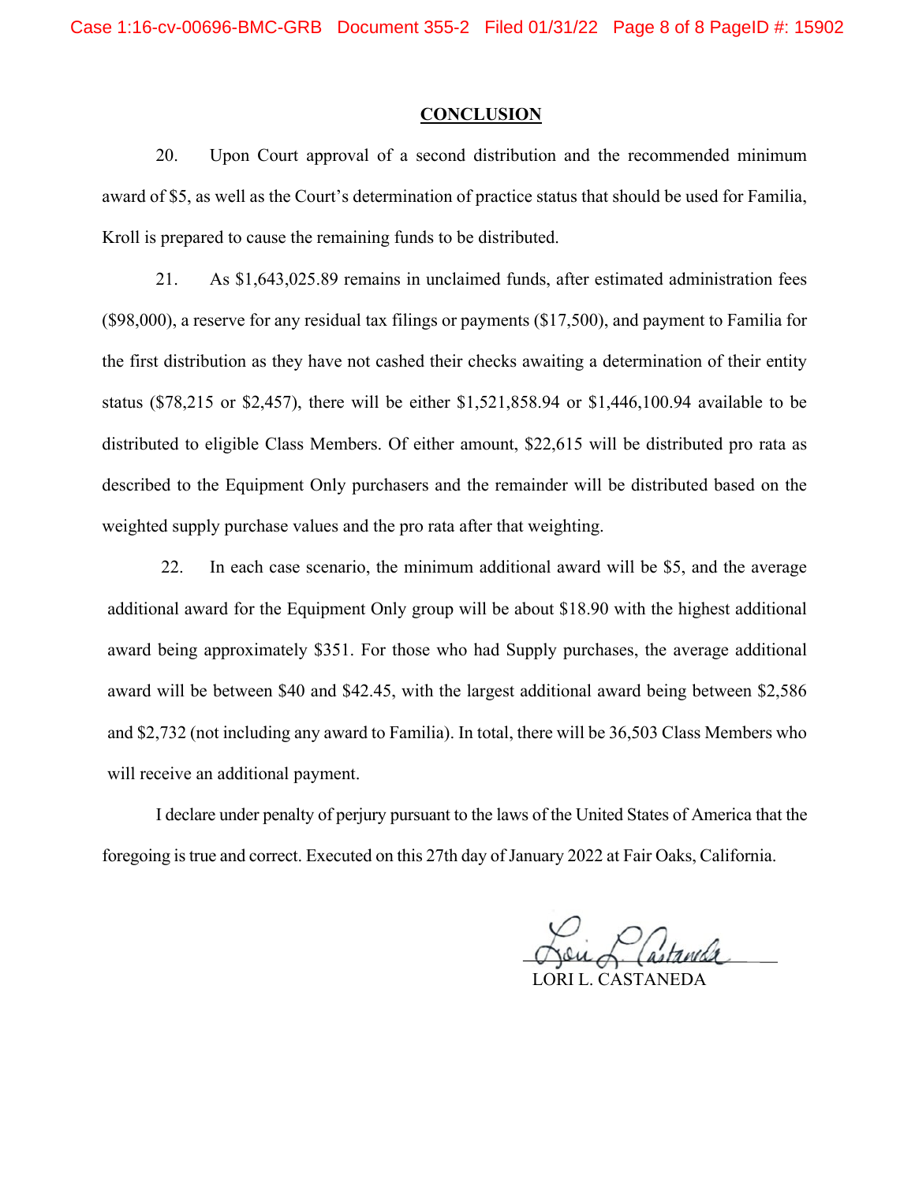## CONCLUSION

20. Upon Court approval of a second distribution and the recommended minimum award of $5, as well as the Court's determination of practice status that should be used for Familia, Kroll is prepared to cause the remaining funds to be distributed.

21. As $1,643,025.89 remains in unclaimed funds, after estimated administration fees ($98,000), a reserve for any residual tax filings or payments ($17,500), and payment to Familia for the first distribution as they have not cashed their checks awaiting a determination of their entity status ($78,215 or $2,457), there will be either $1,521,858.94 or $1,446,100.94 available to be distributed to eligible Class Members. Of either amount, $22,615 will be distributed pro rata as described to the Equipment Only purchasers and the remainder will be distributed based on the weighted supply purchase values and the pro rata after that weighting.

22. In each case scenario, the minimum additional award will be $5, and the average additional award for the Equipment Only group will be about $18.90 with the highest additional award being approximately $351. For those who had Supply purchases, the average additional award will be between $40 and $42.45, with the largest additional award being between $2,586 and $2,732 (not including any award to Familia). In total, there will be 36,503 Class Members who will receive an additional payment.

I declare under penalty of perjury pursuant to the laws of the United States of America that the foregoing is true and correct. Executed on this 27th day of January 2022 at Fair Oaks, California.

LORI L. CASTANEDA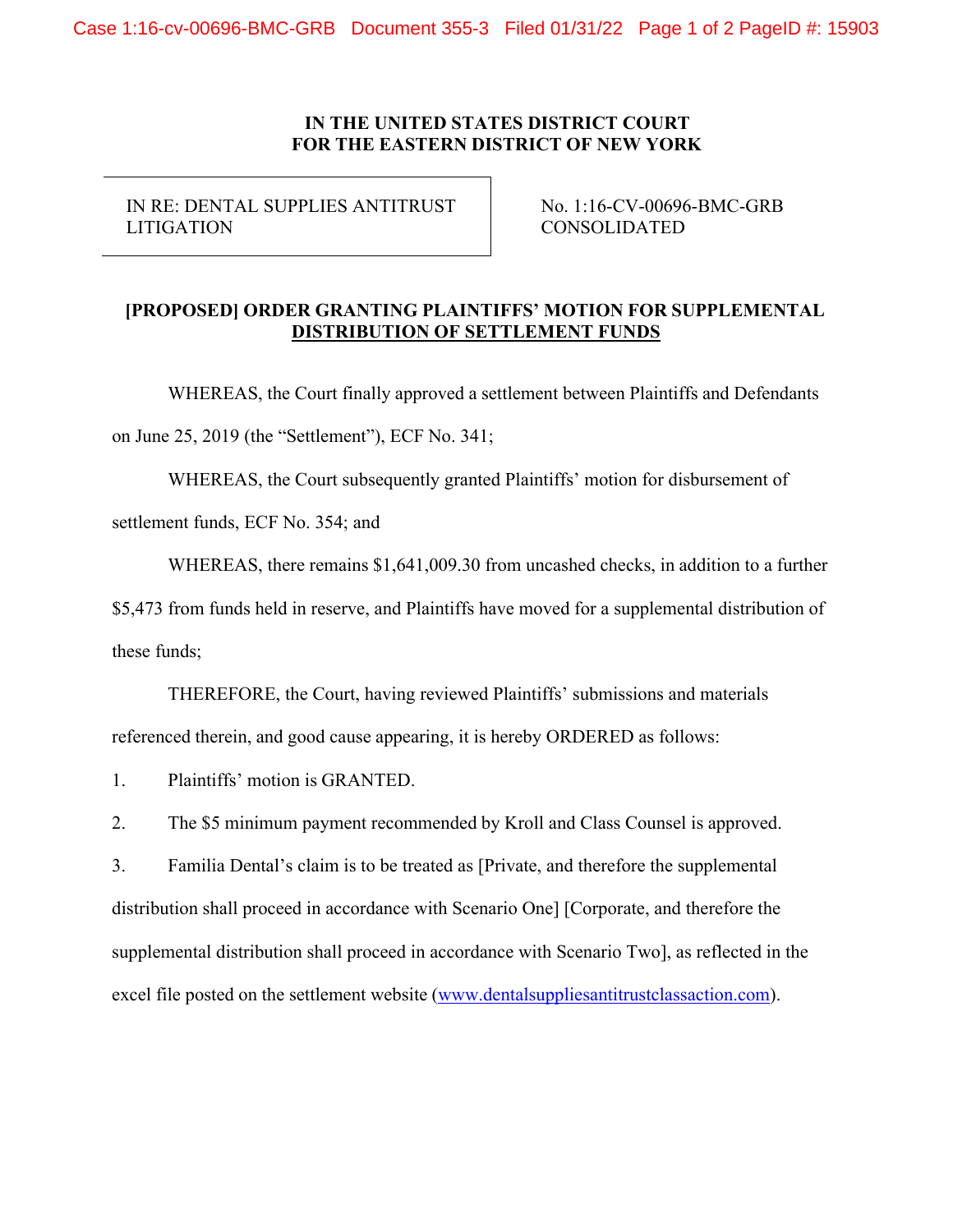**IN THE UNITED STATES DISTRICT COURT**
**FOR THE EASTERN DISTRICT OF NEW YORK**

| IN RE: DENTAL SUPPLIES ANTITRUST LITIGATION | No. 1:16-CV-00696-BMC-GRB CONSOLIDATED |
|---|---|

**[PROPOSED] ORDER GRANTING PLAINTIFFS' MOTION FOR SUPPLEMENTAL DISTRIBUTION OF SETTLEMENT FUNDS**

WHEREAS, the Court finally approved a settlement between Plaintiffs and Defendants on June 25, 2019 (the "Settlement"), ECF No. 341;

WHEREAS, the Court subsequently granted Plaintiffs' motion for disbursement of settlement funds, ECF No. 354; and

WHEREAS, there remains $1,641,009.30 from uncashed checks, in addition to a further $5,473 from funds held in reserve, and Plaintiffs have moved for a supplemental distribution of these funds;

THEREFORE, the Court, having reviewed Plaintiffs' submissions and materials referenced therein, and good cause appearing, it is hereby ORDERED as follows:

1. Plaintiffs' motion is GRANTED.
2. The $5 minimum payment recommended by Kroll and Class Counsel is approved.
3. Familia Dental's claim is to be treated as [Private, and therefore the supplemental distribution shall proceed in accordance with Scenario One] [Corporate, and therefore the supplemental distribution shall proceed in accordance with Scenario Two], as reflected in the excel file posted on the settlement website (www.dentalsuppliesantitrustclassaction.com).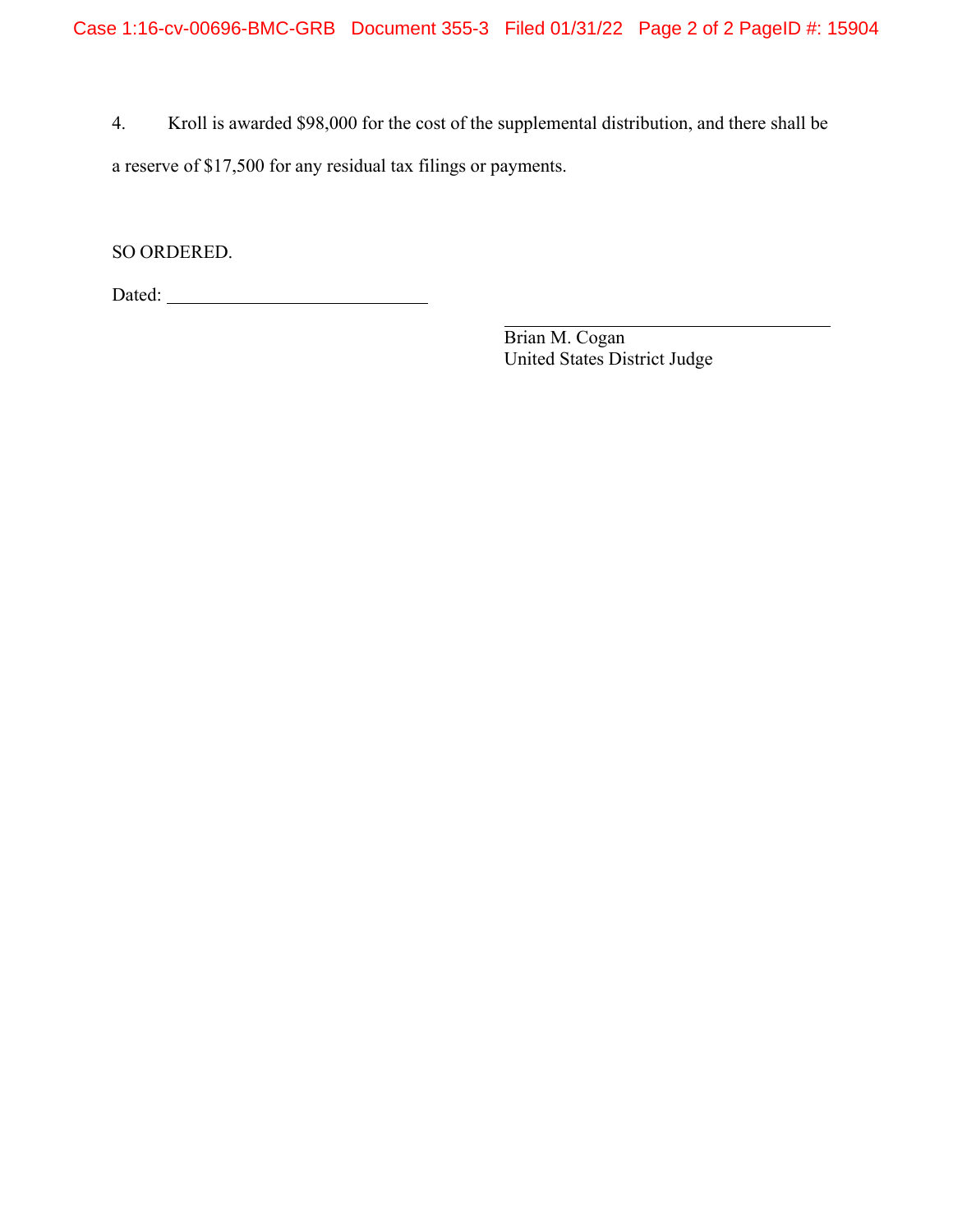4. Kroll is awarded $98,000 for the cost of the supplemental distribution, and there shall be a reserve of $17,500 for any residual tax filings or payments.

SO ORDERED.

Dated: ____________________________

____________________________
Brian M. Cogan
United States District Judge